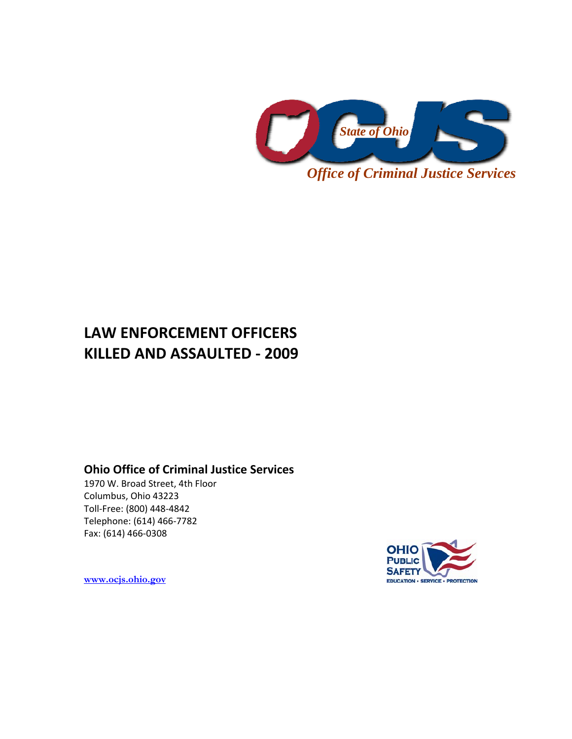OCJS

*State of Ohio*

*Office of Criminal Justice Services*

# LAW ENFORCEMENT OFFICERS KILLED AND ASSAULTED - 2009

**Ohio Office of Criminal Justice Services**

1970 W. Broad Street, 4th Floor
Columbus, Ohio 43223
Toll-Free: (800) 448-4842
Telephone: (614) 466-7782
Fax: (614) 466-0308

www.ocjs.ohio.gov

OHIO PUBLIC SAFETY
EDUCATION • SERVICE • PROTECTION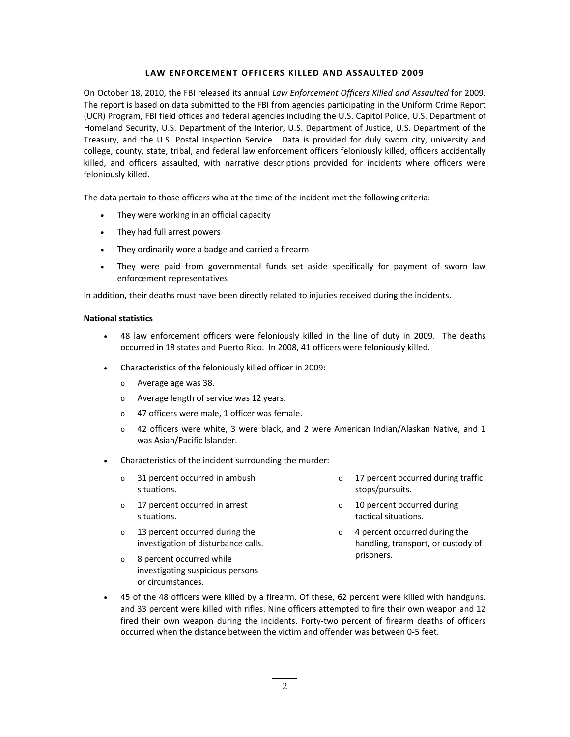**LAW ENFORCEMENT OFFICERS KILLED AND ASSAULTED 2009**

On October 18, 2010, the FBI released its annual *Law Enforcement Officers Killed and Assaulted* for 2009. The report is based on data submitted to the FBI from agencies participating in the Uniform Crime Report (UCR) Program, FBI field offices and federal agencies including the U.S. Capitol Police, U.S. Department of Homeland Security, U.S. Department of the Interior, U.S. Department of Justice, U.S. Department of the Treasury, and the U.S. Postal Inspection Service. Data is provided for duly sworn city, university and college, county, state, tribal, and federal law enforcement officers feloniously killed, officers accidentally killed, and officers assaulted, with narrative descriptions provided for incidents where officers were feloniously killed.

The data pertain to those officers who at the time of the incident met the following criteria:

- They were working in an official capacity
- They had full arrest powers
- They ordinarily wore a badge and carried a firearm
- They were paid from governmental funds set aside specifically for payment of sworn law enforcement representatives

In addition, their deaths must have been directly related to injuries received during the incidents.

**National statistics**

- 48 law enforcement officers were feloniously killed in the line of duty in 2009. The deaths occurred in 18 states and Puerto Rico. In 2008, 41 officers were feloniously killed.
- Characteristics of the feloniously killed officer in 2009:
  - Average age was 38.
  - Average length of service was 12 years.
  - 47 officers were male, 1 officer was female.
  - 42 officers were white, 3 were black, and 2 were American Indian/Alaskan Native, and 1 was Asian/Pacific Islander.
- Characteristics of the incident surrounding the murder:
  - 31 percent occurred in ambush situations.
  - 17 percent occurred in arrest situations.
  - 13 percent occurred during the investigation of disturbance calls.
  - 8 percent occurred while investigating suspicious persons or circumstances.
  - 17 percent occurred during traffic stops/pursuits.
  - 10 percent occurred during tactical situations.
  - 4 percent occurred during the handling, transport, or custody of prisoners.
- 45 of the 48 officers were killed by a firearm. Of these, 62 percent were killed with handguns, and 33 percent were killed with rifles. Nine officers attempted to fire their own weapon and 12 fired their own weapon during the incidents. Forty-two percent of firearm deaths of officers occurred when the distance between the victim and offender was between 0-5 feet.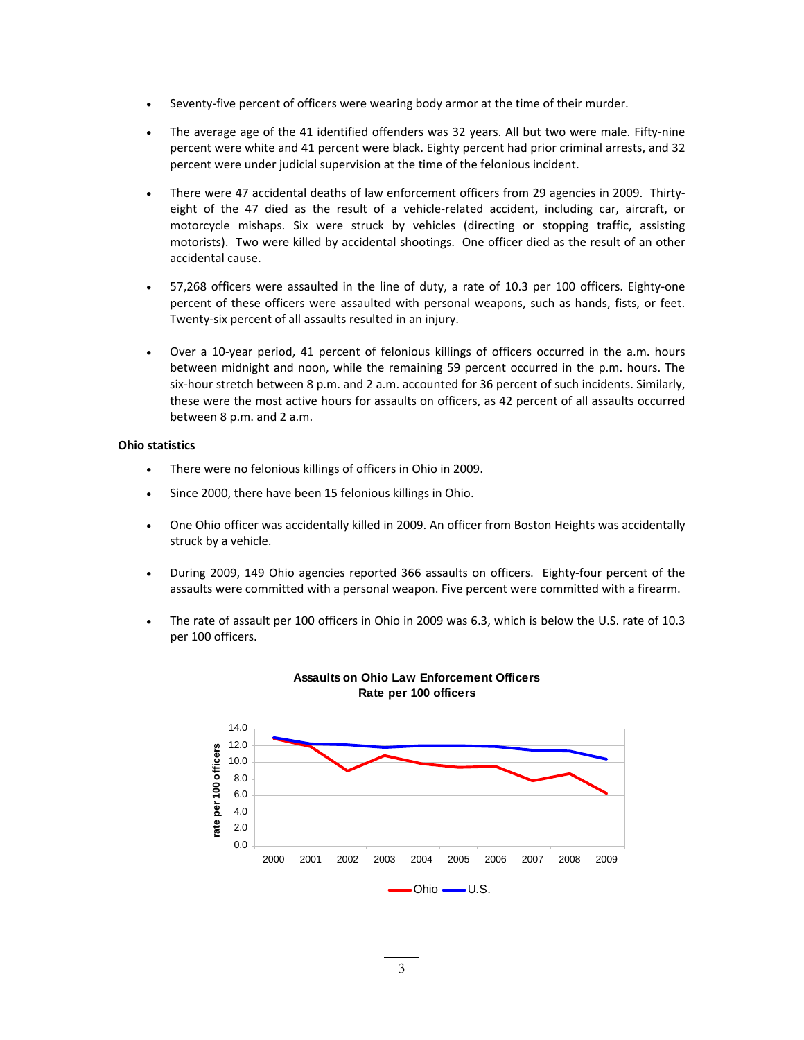- Seventy-five percent of officers were wearing body armor at the time of their murder.
- The average age of the 41 identified offenders was 32 years. All but two were male. Fifty-nine percent were white and 41 percent were black. Eighty percent had prior criminal arrests, and 32 percent were under judicial supervision at the time of the felonious incident.
- There were 47 accidental deaths of law enforcement officers from 29 agencies in 2009. Thirty-eight of the 47 died as the result of a vehicle-related accident, including car, aircraft, or motorcycle mishaps. Six were struck by vehicles (directing or stopping traffic, assisting motorists). Two were killed by accidental shootings. One officer died as the result of an other accidental cause.
- 57,268 officers were assaulted in the line of duty, a rate of 10.3 per 100 officers. Eighty-one percent of these officers were assaulted with personal weapons, such as hands, fists, or feet. Twenty-six percent of all assaults resulted in an injury.
- Over a 10-year period, 41 percent of felonious killings of officers occurred in the a.m. hours between midnight and noon, while the remaining 59 percent occurred in the p.m. hours. The six-hour stretch between 8 p.m. and 2 a.m. accounted for 36 percent of such incidents. Similarly, these were the most active hours for assaults on officers, as 42 percent of all assaults occurred between 8 p.m. and 2 a.m.

**Ohio statistics**

- There were no felonious killings of officers in Ohio in 2009.
- Since 2000, there have been 15 felonious killings in Ohio.
- One Ohio officer was accidentally killed in 2009. An officer from Boston Heights was accidentally struck by a vehicle.
- During 2009, 149 Ohio agencies reported 366 assaults on officers. Eighty-four percent of the assaults were committed with a personal weapon. Five percent were committed with a firearm.
- The rate of assault per 100 officers in Ohio in 2009 was 6.3, which is below the U.S. rate of 10.3 per 100 officers.

**Assaults on Ohio Law Enforcement Officers**
**Rate per 100 officers**

rate per 100 officers

14.0
12.0
10.0
8.0
6.0
4.0
2.0
0.0

2000 2001 2002 2003 2004 2005 2006 2007 2008 2009

Ohio U.S.